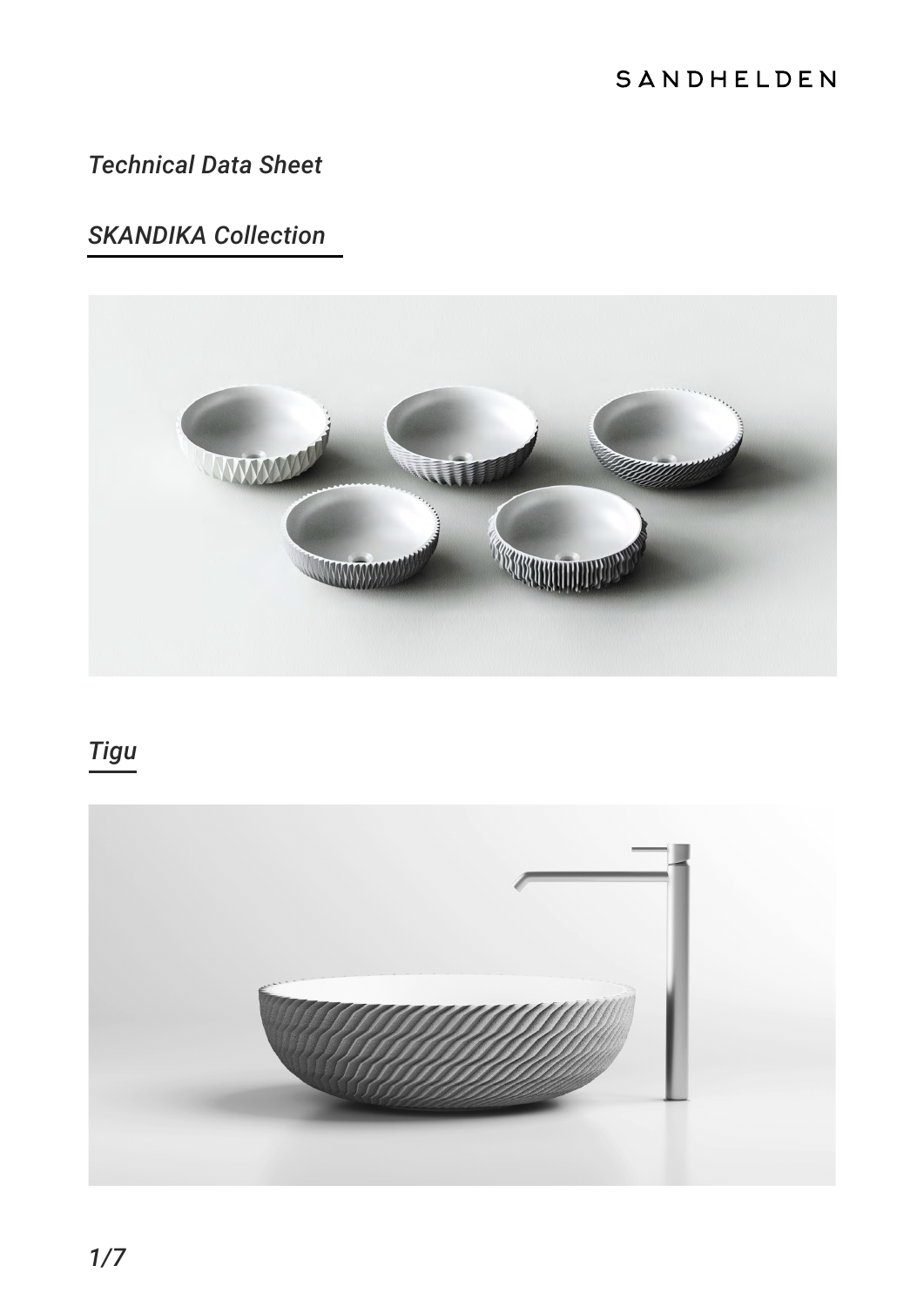SANDHELDEN

*Technical Data Sheet*

## *SKANDIKA Collection*

## *Tigu*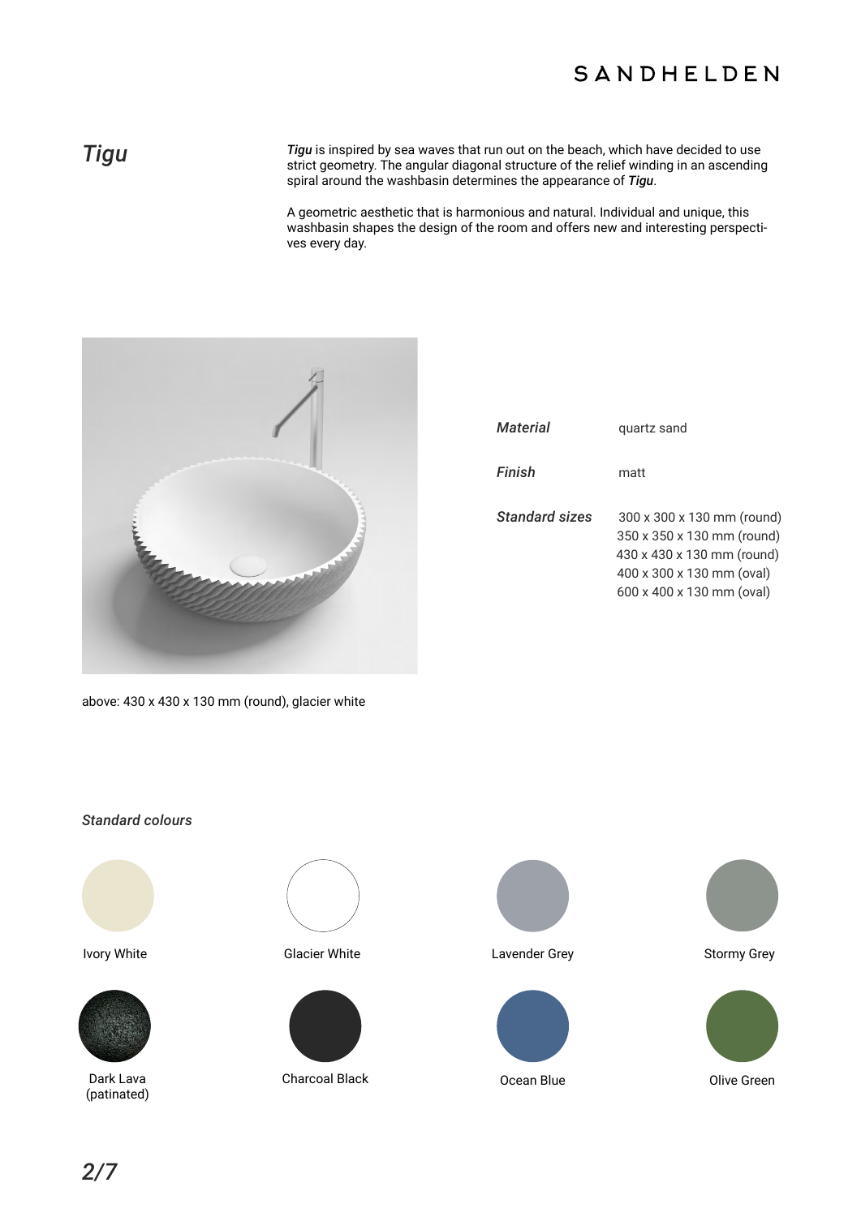# *Tigu*

***Tigu*** is inspired by sea waves that run out on the beach, which have decided to use strict geometry. The angular diagonal structure of the relief winding in an ascending spiral around the washbasin determines the appearance of ***Tigu***.

A geometric aesthetic that is harmonious and natural. Individual and unique, this washbasin shapes the design of the room and offers new and interesting perspectives every day.

above: 430 x 430 x 130 mm (round), glacier white

| | |
|---|---|
| ***Material*** | quartz sand |
| ***Finish*** | matt |
| ***Standard sizes*** | 300 x 300 x 130 mm (round)<br>350 x 350 x 130 mm (round)<br>430 x 430 x 130 mm (round)<br>400 x 300 x 130 mm (oval)<br>600 x 400 x 130 mm (oval) |

***Standard colours***

- Ivory White
- Glacier White
- Lavender Grey
- Stormy Grey
- Dark Lava (patinated)
- Charcoal Black
- Ocean Blue
- Olive Green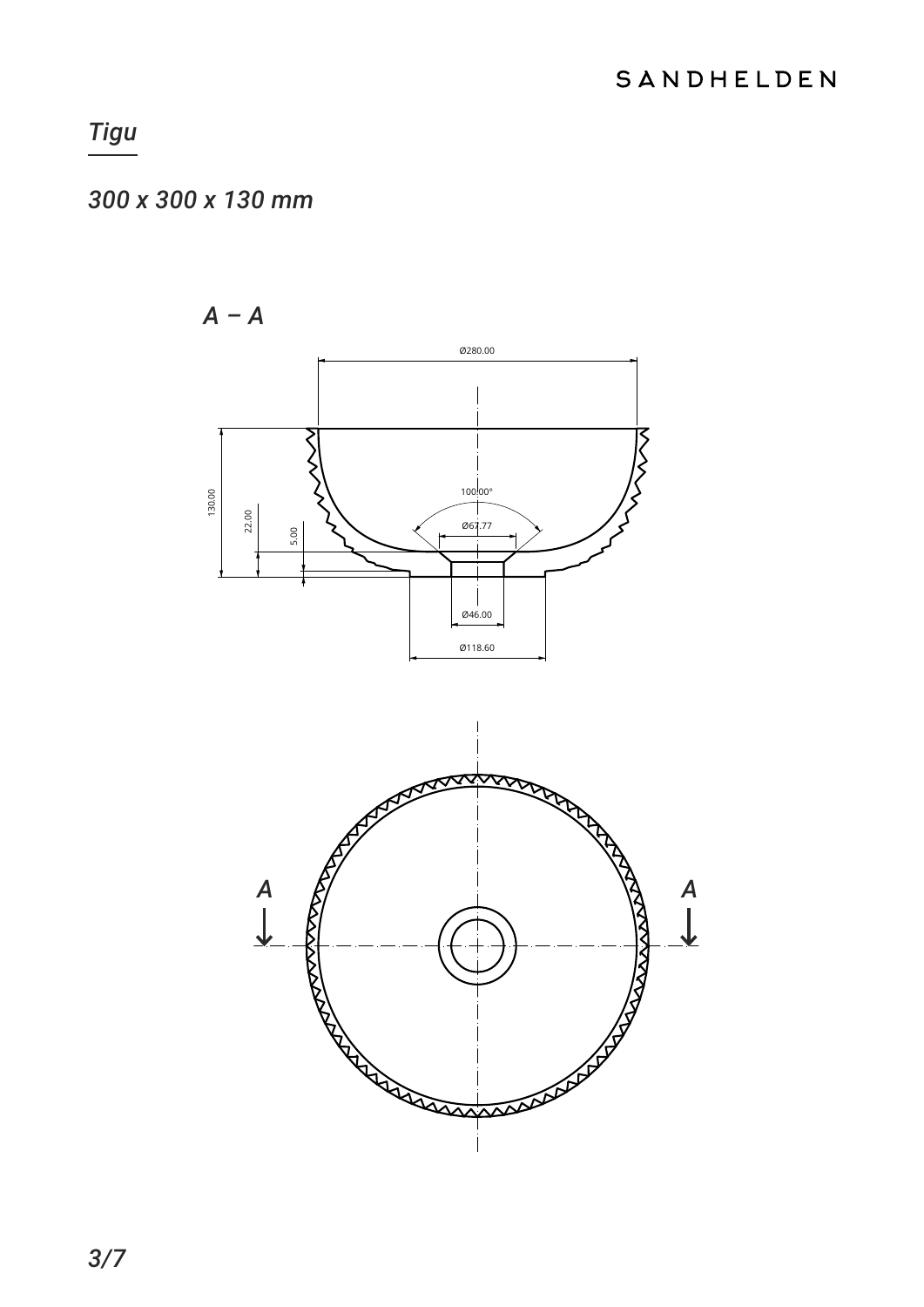## *Tigu*

*300 x 300 x 130 mm*

*A – A*

Ø280.00

130.00

22.00

5.00

100.00°

Ø67.77

Ø46.00

Ø118.60

A

A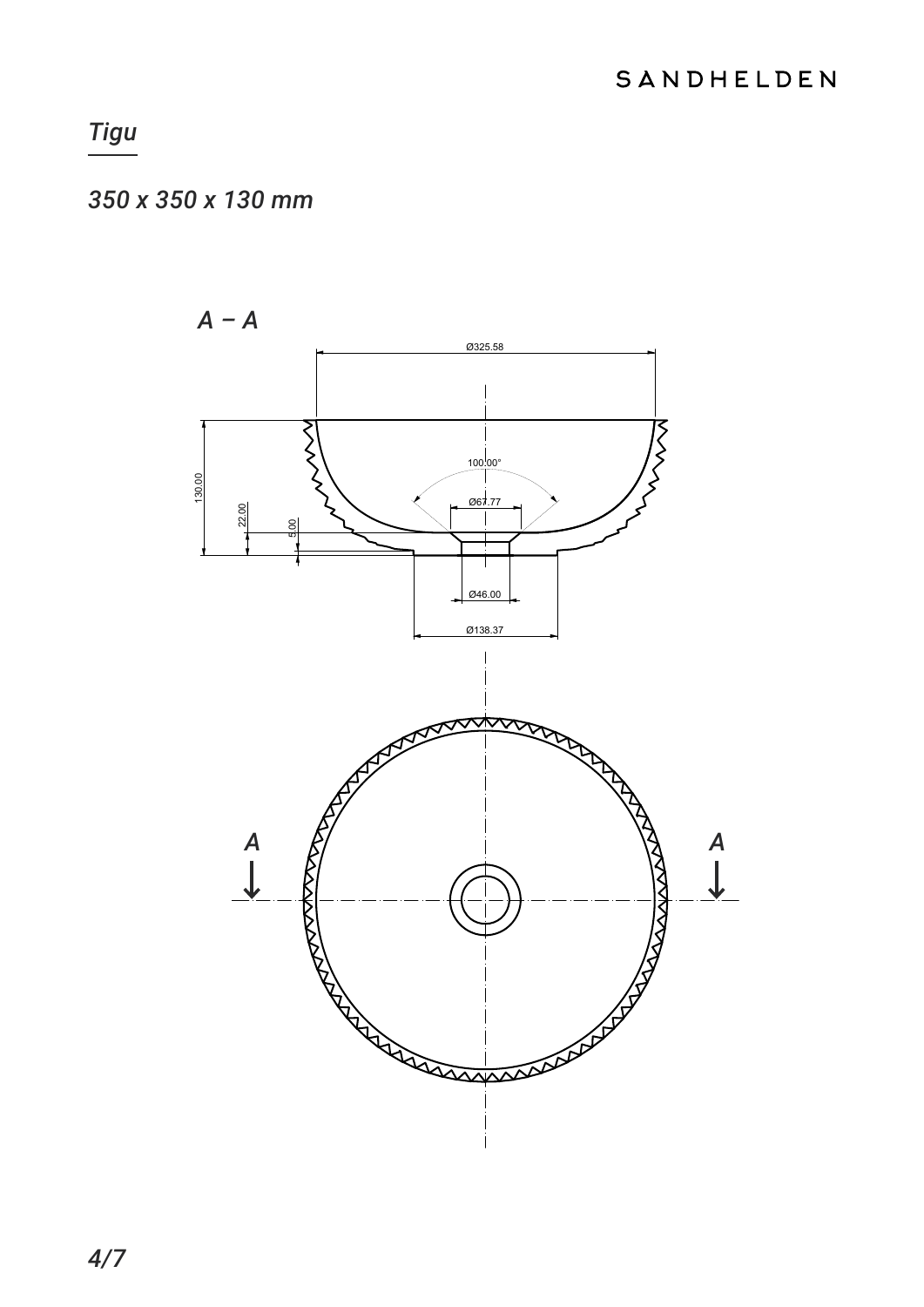# *Tigu*

*350 x 350 x 130 mm*

*A – A*

Ø325.58

100.00°

Ø67.77

130.00

22.00

5.00

Ø46.00

Ø138.37

*A*

*A*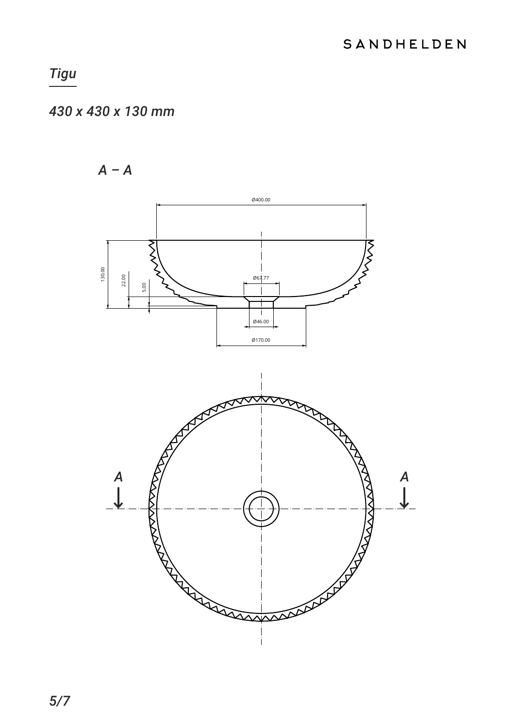## *Tigu*

*430 x 430 x 130 mm*

*A – A*

Ø400.00

130.00

22.00

5.00

Ø67.77

Ø46.00

Ø170.00

A

A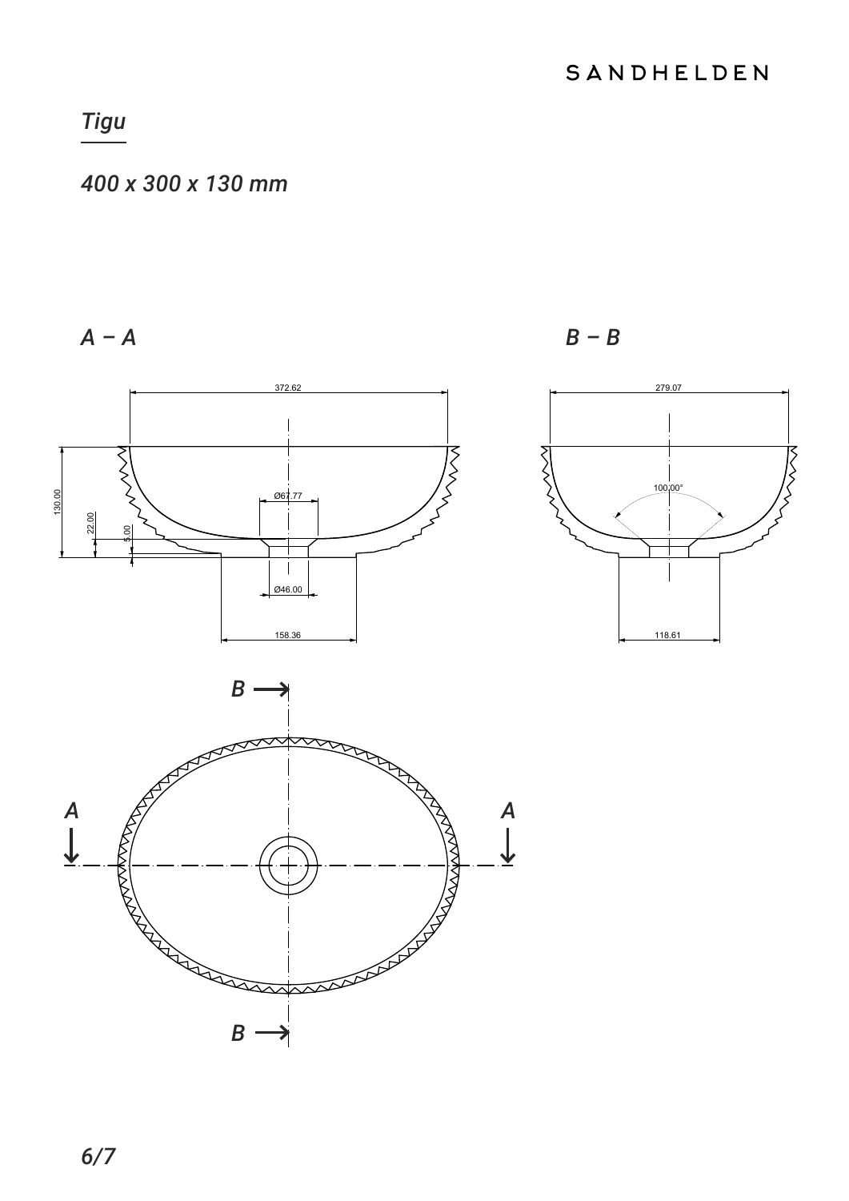# Tigu

*400 x 300 x 130 mm*

*A – A*

*B – B*

372.62

130.00

22.00

5.00

Ø67.77

Ø46.00

158.36

279.07

100.00°

118.61

*B*

*A*

*A*

*B*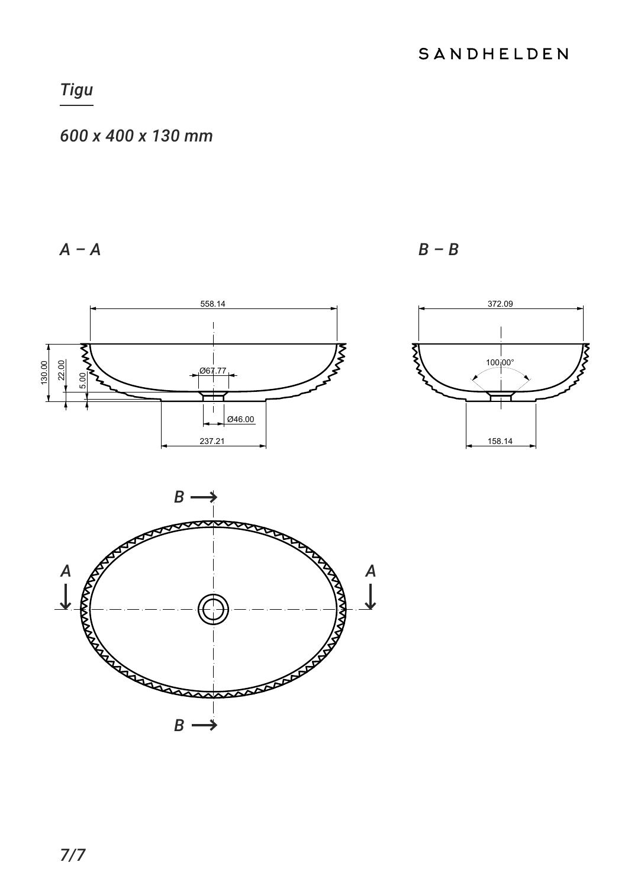*Tigu*

*600 x 400 x 130 mm*

*A – A*

558.14

130.00

22.00

5.00

Ø67.77

Ø46.00

237.21

*B – B*

372.09

100.00°

158.14

B

A

A

B